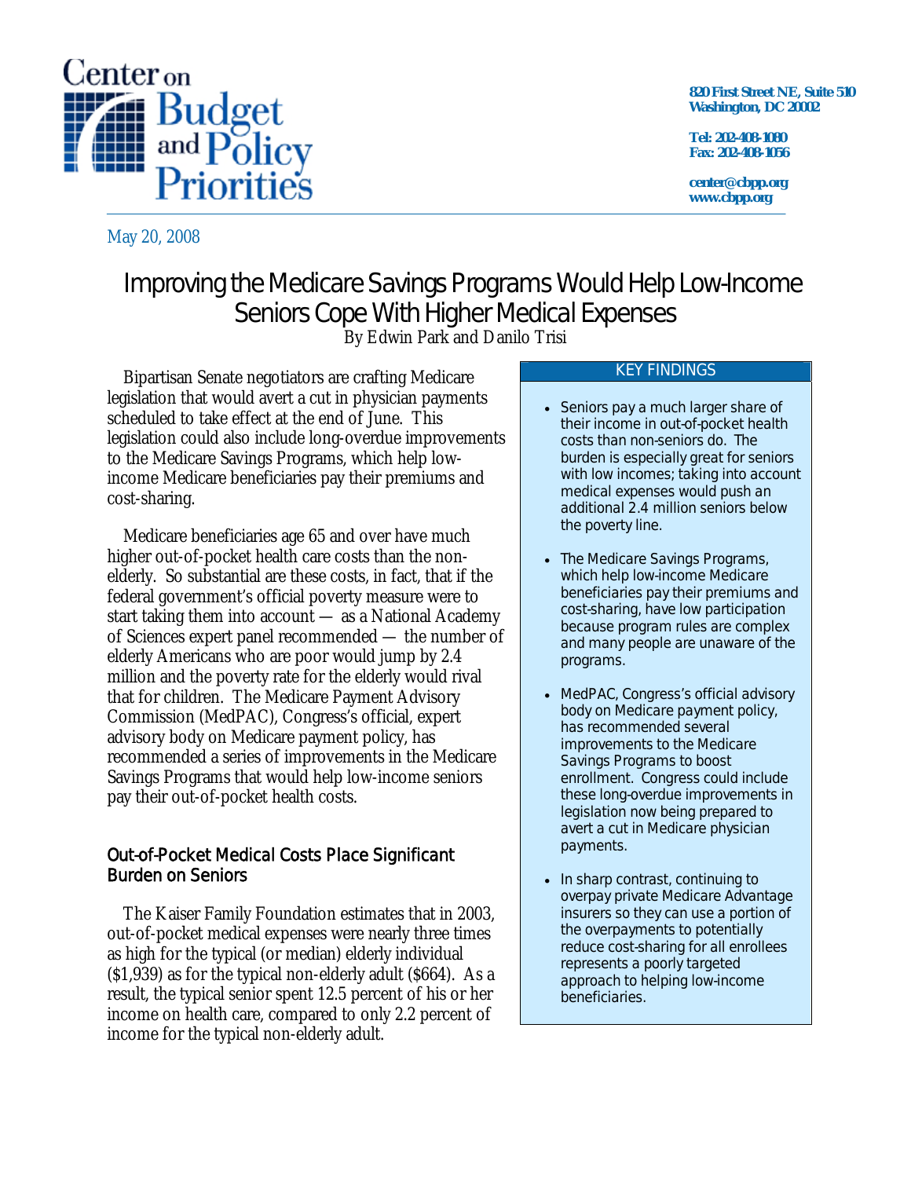Center on Budget and Policy Priorities

820 First Street NE, Suite 510
Washington, DC 20002

Tel: 202-408-1080
Fax: 202-408-1056

center@cbpp.org
www.cbpp.org

May 20, 2008

# Improving the Medicare Savings Programs Would Help Low-Income Seniors Cope With Higher Medical Expenses

By Edwin Park and Danilo Trisi

Bipartisan Senate negotiators are crafting Medicare legislation that would avert a cut in physician payments scheduled to take effect at the end of June. This legislation could also include long-overdue improvements to the Medicare Savings Programs, which help low-income Medicare beneficiaries pay their premiums and cost-sharing.

Medicare beneficiaries age 65 and over have much higher out-of-pocket health care costs than the non-elderly. So substantial are these costs, in fact, that if the federal government's official poverty measure were to start taking them into account — as a National Academy of Sciences expert panel recommended — the number of elderly Americans who are poor would jump by 2.4 million and the poverty rate for the elderly would rival that for children. The Medicare Payment Advisory Commission (MedPAC), Congress's official, expert advisory body on Medicare payment policy, has recommended a series of improvements in the Medicare Savings Programs that would help low-income seniors pay their out-of-pocket health costs.

> **KEY FINDINGS**
>
> - Seniors pay a much larger share of their income in out-of-pocket health costs than non-seniors do. The burden is especially great for seniors with low incomes; taking into account medical expenses would push an additional 2.4 million seniors below the poverty line.
> - The Medicare Savings Programs, which help low-income Medicare beneficiaries pay their premiums and cost-sharing, have low participation because program rules are complex and many people are unaware of the programs.
> - MedPAC, Congress's official advisory body on Medicare payment policy, has recommended several improvements to the Medicare Savings Programs to boost enrollment. Congress could include these long-overdue improvements in legislation now being prepared to avert a cut in Medicare physician payments.
> - In sharp contrast, continuing to overpay private Medicare Advantage insurers so they can use a portion of the overpayments to potentially reduce cost-sharing for all enrollees represents a poorly targeted approach to helping low-income beneficiaries.

## Out-of-Pocket Medical Costs Place Significant Burden on Seniors

The Kaiser Family Foundation estimates that in 2003, out-of-pocket medical expenses were nearly three times as high for the typical (or median) elderly individual ($1,939) as for the typical non-elderly adult ($664). As a result, the typical senior spent 12.5 percent of his or her income on health care, compared to only 2.2 percent of income for the typical non-elderly adult.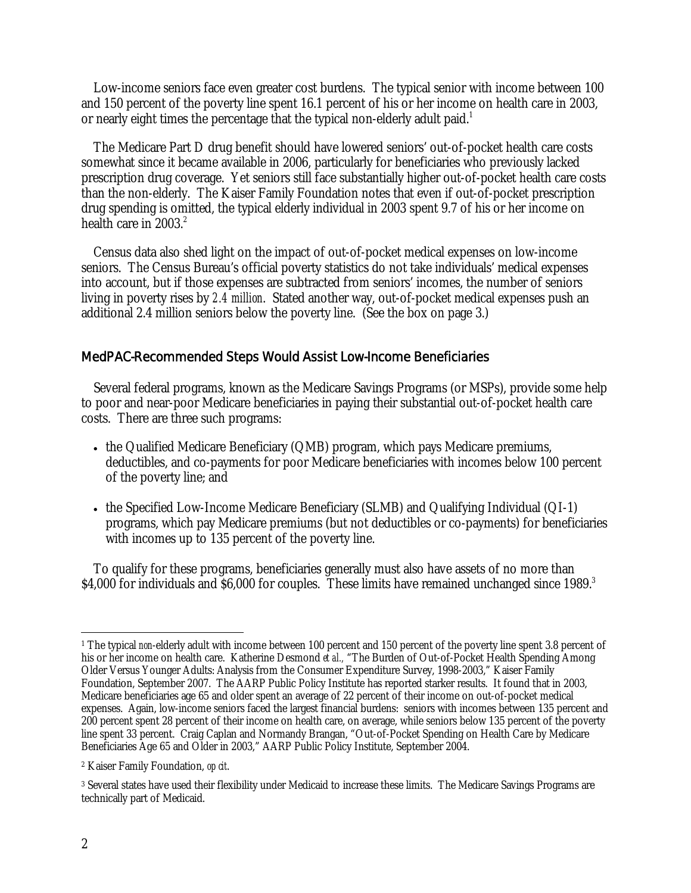Low-income seniors face even greater cost burdens. The typical senior with income between 100 and 150 percent of the poverty line spent 16.1 percent of his or her income on health care in 2003, or nearly eight times the percentage that the typical non-elderly adult paid.[1]

The Medicare Part D drug benefit should have lowered seniors' out-of-pocket health care costs somewhat since it became available in 2006, particularly for beneficiaries who previously lacked prescription drug coverage. Yet seniors still face substantially higher out-of-pocket health care costs than the non-elderly. The Kaiser Family Foundation notes that even if out-of-pocket prescription drug spending is omitted, the typical elderly individual in 2003 spent 9.7 of his or her income on health care in 2003.[2]

Census data also shed light on the impact of out-of-pocket medical expenses on low-income seniors. The Census Bureau's official poverty statistics do not take individuals' medical expenses into account, but if those expenses are subtracted from seniors' incomes, the number of seniors living in poverty rises by *2.4 million*. Stated another way, out-of-pocket medical expenses push an additional 2.4 million seniors below the poverty line. (See the box on page 3.)

## MedPAC-Recommended Steps Would Assist Low-Income Beneficiaries

Several federal programs, known as the Medicare Savings Programs (or MSPs), provide some help to poor and near-poor Medicare beneficiaries in paying their substantial out-of-pocket health care costs. There are three such programs:

- the Qualified Medicare Beneficiary (QMB) program, which pays Medicare premiums, deductibles, and co-payments for poor Medicare beneficiaries with incomes below 100 percent of the poverty line; and
- the Specified Low-Income Medicare Beneficiary (SLMB) and Qualifying Individual (QI-1) programs, which pay Medicare premiums (but not deductibles or co-payments) for beneficiaries with incomes up to 135 percent of the poverty line.

To qualify for these programs, beneficiaries generally must also have assets of no more than $4,000 for individuals and $6,000 for couples. These limits have remained unchanged since 1989.[3]

---

[1] The typical *non*-elderly adult with income between 100 percent and 150 percent of the poverty line spent 3.8 percent of his or her income on health care. Katherine Desmond *et al.,* "The Burden of Out-of-Pocket Health Spending Among Older Versus Younger Adults: Analysis from the Consumer Expenditure Survey, 1998-2003," Kaiser Family Foundation, September 2007. The AARP Public Policy Institute has reported starker results. It found that in 2003, Medicare beneficiaries age 65 and older spent an average of 22 percent of their income on out-of-pocket medical expenses. Again, low-income seniors faced the largest financial burdens: seniors with incomes between 135 percent and 200 percent spent 28 percent of their income on health care, on average, while seniors below 135 percent of the poverty line spent 33 percent. Craig Caplan and Normandy Brangan, "Out-of-Pocket Spending on Health Care by Medicare Beneficiaries Age 65 and Older in 2003," AARP Public Policy Institute, September 2004.

[2] Kaiser Family Foundation, *op cit*.

[3] Several states have used their flexibility under Medicaid to increase these limits. The Medicare Savings Programs are technically part of Medicaid.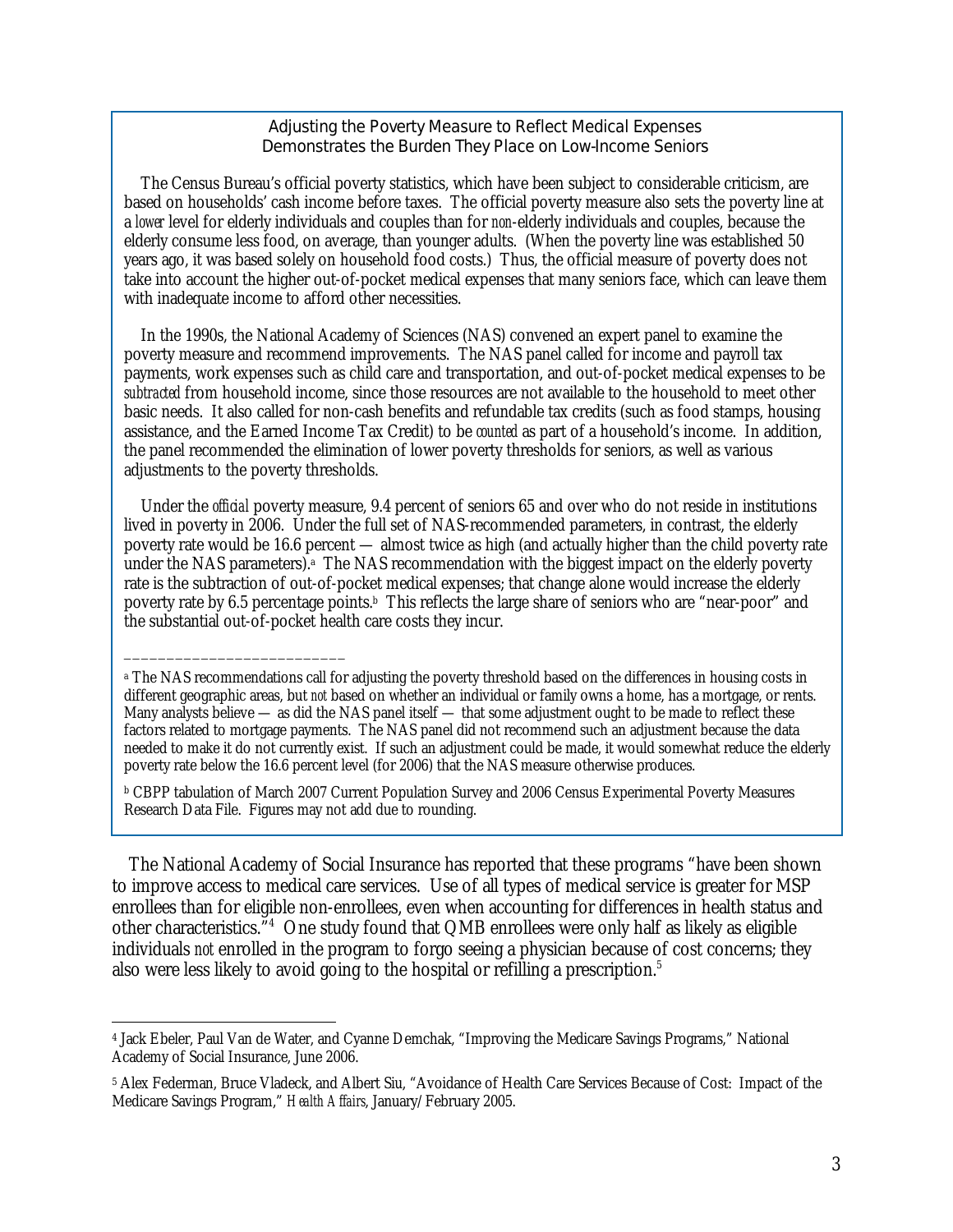### Adjusting the Poverty Measure to Reflect Medical Expenses Demonstrates the Burden They Place on Low-Income Seniors

The Census Bureau's official poverty statistics, which have been subject to considerable criticism, are based on households' cash income before taxes. The official poverty measure also sets the poverty line at a *lower* level for elderly individuals and couples than for *non*-elderly individuals and couples, because the elderly consume less food, on average, than younger adults. (When the poverty line was established 50 years ago, it was based solely on household food costs.) Thus, the official measure of poverty does not take into account the higher out-of-pocket medical expenses that many seniors face, which can leave them with inadequate income to afford other necessities.

In the 1990s, the National Academy of Sciences (NAS) convened an expert panel to examine the poverty measure and recommend improvements. The NAS panel called for income and payroll tax payments, work expenses such as child care and transportation, and out-of-pocket medical expenses to be *subtracted* from household income, since those resources are not available to the household to meet other basic needs. It also called for non-cash benefits and refundable tax credits (such as food stamps, housing assistance, and the Earned Income Tax Credit) to be *counted* as part of a household's income. In addition, the panel recommended the elimination of lower poverty thresholds for seniors, as well as various adjustments to the poverty thresholds.

Under the *official* poverty measure, 9.4 percent of seniors 65 and over who do not reside in institutions lived in poverty in 2006. Under the full set of NAS-recommended parameters, in contrast, the elderly poverty rate would be 16.6 percent — almost twice as high (and actually higher than the child poverty rate under the NAS parameters).[a] The NAS recommendation with the biggest impact on the elderly poverty rate is the subtraction of out-of-pocket medical expenses; that change alone would increase the elderly poverty rate by 6.5 percentage points.[b] This reflects the large share of seniors who are "near-poor" and the substantial out-of-pocket health care costs they incur.

_________________________

[a] The NAS recommendations call for adjusting the poverty threshold based on the differences in housing costs in different geographic areas, but *not* based on whether an individual or family owns a home, has a mortgage, or rents. Many analysts believe — as did the NAS panel itself — that some adjustment ought to be made to reflect these factors related to mortgage payments. The NAS panel did not recommend such an adjustment because the data needed to make it do not currently exist. If such an adjustment could be made, it would somewhat reduce the elderly poverty rate below the 16.6 percent level (for 2006) that the NAS measure otherwise produces.

[b] CBPP tabulation of March 2007 Current Population Survey and 2006 Census Experimental Poverty Measures Research Data File. Figures may not add due to rounding.

The National Academy of Social Insurance has reported that these programs "have been shown to improve access to medical care services. Use of all types of medical service is greater for MSP enrollees than for eligible non-enrollees, even when accounting for differences in health status and other characteristics."[4] One study found that QMB enrollees were only half as likely as eligible individuals *not* enrolled in the program to forgo seeing a physician because of cost concerns; they also were less likely to avoid going to the hospital or refilling a prescription.[5]

---

[4] Jack Ebeler, Paul Van de Water, and Cyanne Demchak, "Improving the Medicare Savings Programs," National Academy of Social Insurance, June 2006.

[5] Alex Federman, Bruce Vladeck, and Albert Siu, "Avoidance of Health Care Services Because of Cost: Impact of the Medicare Savings Program," *Health Affairs*, January/February 2005.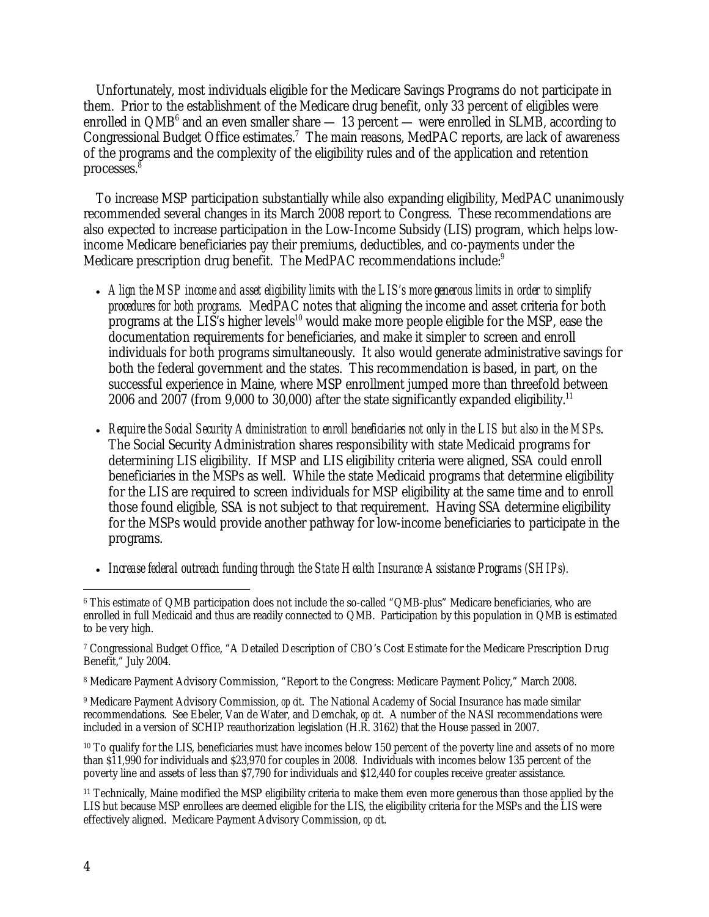Unfortunately, most individuals eligible for the Medicare Savings Programs do not participate in them. Prior to the establishment of the Medicare drug benefit, only 33 percent of eligibles were enrolled in QMB[6] and an even smaller share — 13 percent — were enrolled in SLMB, according to Congressional Budget Office estimates.[7] The main reasons, MedPAC reports, are lack of awareness of the programs and the complexity of the eligibility rules and of the application and retention processes.[8]

To increase MSP participation substantially while also expanding eligibility, MedPAC unanimously recommended several changes in its March 2008 report to Congress. These recommendations are also expected to increase participation in the Low-Income Subsidy (LIS) program, which helps low-income Medicare beneficiaries pay their premiums, deductibles, and co-payments under the Medicare prescription drug benefit. The MedPAC recommendations include:[9]

- *Align the MSP income and asset eligibility limits with the LIS's more generous limits in order to simplify procedures for both programs.* MedPAC notes that aligning the income and asset criteria for both programs at the LIS's higher levels[10] would make more people eligible for the MSP, ease the documentation requirements for beneficiaries, and make it simpler to screen and enroll individuals for both programs simultaneously. It also would generate administrative savings for both the federal government and the states. This recommendation is based, in part, on the successful experience in Maine, where MSP enrollment jumped more than threefold between 2006 and 2007 (from 9,000 to 30,000) after the state significantly expanded eligibility.[11]

- *Require the Social Security Administration to enroll beneficiaries not only in the LIS but also in the MSPs.* The Social Security Administration shares responsibility with state Medicaid programs for determining LIS eligibility. If MSP and LIS eligibility criteria were aligned, SSA could enroll beneficiaries in the MSPs as well. While the state Medicaid programs that determine eligibility for the LIS are required to screen individuals for MSP eligibility at the same time and to enroll those found eligible, SSA is not subject to that requirement. Having SSA determine eligibility for the MSPs would provide another pathway for low-income beneficiaries to participate in the programs.

- *Increase federal outreach funding through the State Health Insurance Assistance Programs (SHIPs).*

---

[6] This estimate of QMB participation does not include the so-called "QMB-plus" Medicare beneficiaries, who are enrolled in full Medicaid and thus are readily connected to QMB. Participation by this population in QMB is estimated to be very high.

[7] Congressional Budget Office, "A Detailed Description of CBO's Cost Estimate for the Medicare Prescription Drug Benefit," July 2004.

[8] Medicare Payment Advisory Commission, "Report to the Congress: Medicare Payment Policy," March 2008.

[9] Medicare Payment Advisory Commission, *op cit*. The National Academy of Social Insurance has made similar recommendations. See Ebeler, Van de Water, and Demchak, *op cit*. A number of the NASI recommendations were included in a version of SCHIP reauthorization legislation (H.R. 3162) that the House passed in 2007.

[10] To qualify for the LIS, beneficiaries must have incomes below 150 percent of the poverty line and assets of no more than $11,990 for individuals and $23,970 for couples in 2008. Individuals with incomes below 135 percent of the poverty line and assets of less than $7,790 for individuals and $12,440 for couples receive greater assistance.

[11] Technically, Maine modified the MSP eligibility criteria to make them even more generous than those applied by the LIS but because MSP enrollees are deemed eligible for the LIS, the eligibility criteria for the MSPs and the LIS were effectively aligned. Medicare Payment Advisory Commission, *op cit*.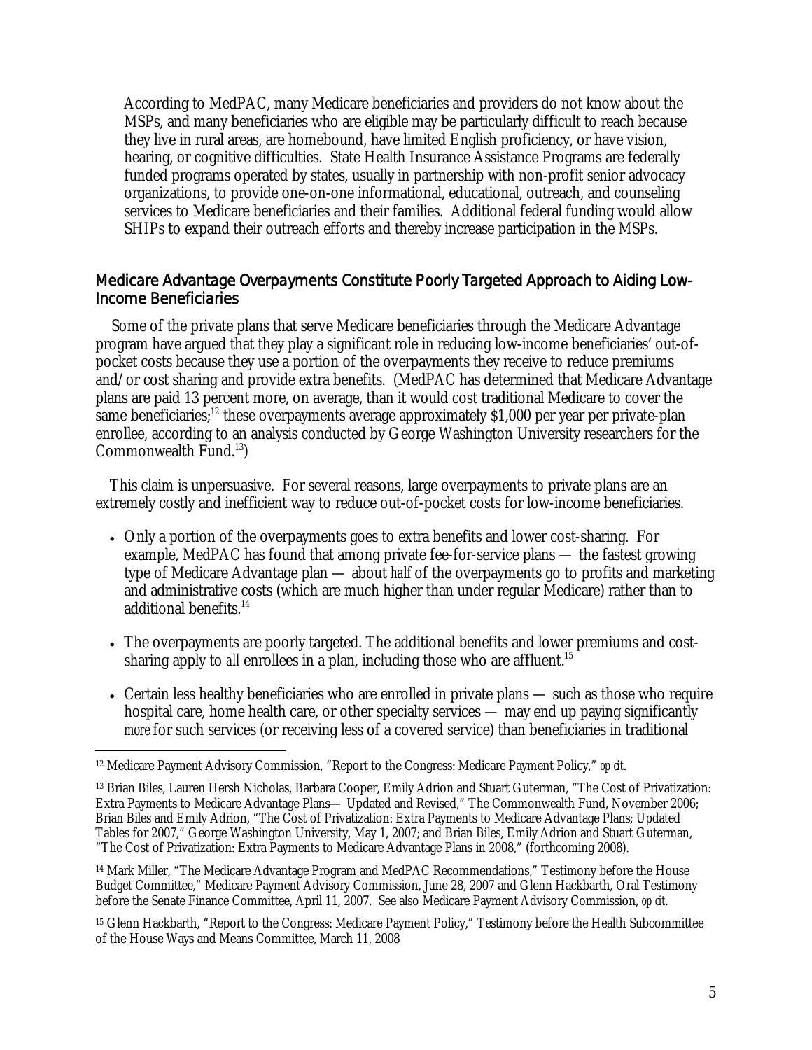According to MedPAC, many Medicare beneficiaries and providers do not know about the MSPs, and many beneficiaries who are eligible may be particularly difficult to reach because they live in rural areas, are homebound, have limited English proficiency, or have vision, hearing, or cognitive difficulties. State Health Insurance Assistance Programs are federally funded programs operated by states, usually in partnership with non-profit senior advocacy organizations, to provide one-on-one informational, educational, outreach, and counseling services to Medicare beneficiaries and their families. Additional federal funding would allow SHIPs to expand their outreach efforts and thereby increase participation in the MSPs.

## Medicare Advantage Overpayments Constitute Poorly Targeted Approach to Aiding Low-Income Beneficiaries

Some of the private plans that serve Medicare beneficiaries through the Medicare Advantage program have argued that they play a significant role in reducing low-income beneficiaries' out-of-pocket costs because they use a portion of the overpayments they receive to reduce premiums and/or cost sharing and provide extra benefits. (MedPAC has determined that Medicare Advantage plans are paid 13 percent more, on average, than it would cost traditional Medicare to cover the same beneficiaries;[12] these overpayments average approximately $1,000 per year per private-plan enrollee, according to an analysis conducted by George Washington University researchers for the Commonwealth Fund.[13])

This claim is unpersuasive. For several reasons, large overpayments to private plans are an extremely costly and inefficient way to reduce out-of-pocket costs for low-income beneficiaries.

- Only a portion of the overpayments goes to extra benefits and lower cost-sharing. For example, MedPAC has found that among private fee-for-service plans — the fastest growing type of Medicare Advantage plan — about *half* of the overpayments go to profits and marketing and administrative costs (which are much higher than under regular Medicare) rather than to additional benefits.[14]
- The overpayments are poorly targeted. The additional benefits and lower premiums and cost-sharing apply to *all* enrollees in a plan, including those who are affluent.[15]
- Certain less healthy beneficiaries who are enrolled in private plans — such as those who require hospital care, home health care, or other specialty services — may end up paying significantly *more* for such services (or receiving less of a covered service) than beneficiaries in traditional

---

[12] Medicare Payment Advisory Commission, "Report to the Congress: Medicare Payment Policy," *op cit*.

[13] Brian Biles, Lauren Hersh Nicholas, Barbara Cooper, Emily Adrion and Stuart Guterman, "The Cost of Privatization: Extra Payments to Medicare Advantage Plans— Updated and Revised," The Commonwealth Fund, November 2006; Brian Biles and Emily Adrion, "The Cost of Privatization: Extra Payments to Medicare Advantage Plans; Updated Tables for 2007," George Washington University, May 1, 2007; and Brian Biles, Emily Adrion and Stuart Guterman, "The Cost of Privatization: Extra Payments to Medicare Advantage Plans in 2008," (forthcoming 2008).

[14] Mark Miller, "The Medicare Advantage Program and MedPAC Recommendations," Testimony before the House Budget Committee," Medicare Payment Advisory Commission, June 28, 2007 and Glenn Hackbarth, Oral Testimony before the Senate Finance Committee, April 11, 2007. See also Medicare Payment Advisory Commission, *op cit*.

[15] Glenn Hackbarth, "Report to the Congress: Medicare Payment Policy," Testimony before the Health Subcommittee of the House Ways and Means Committee, March 11, 2008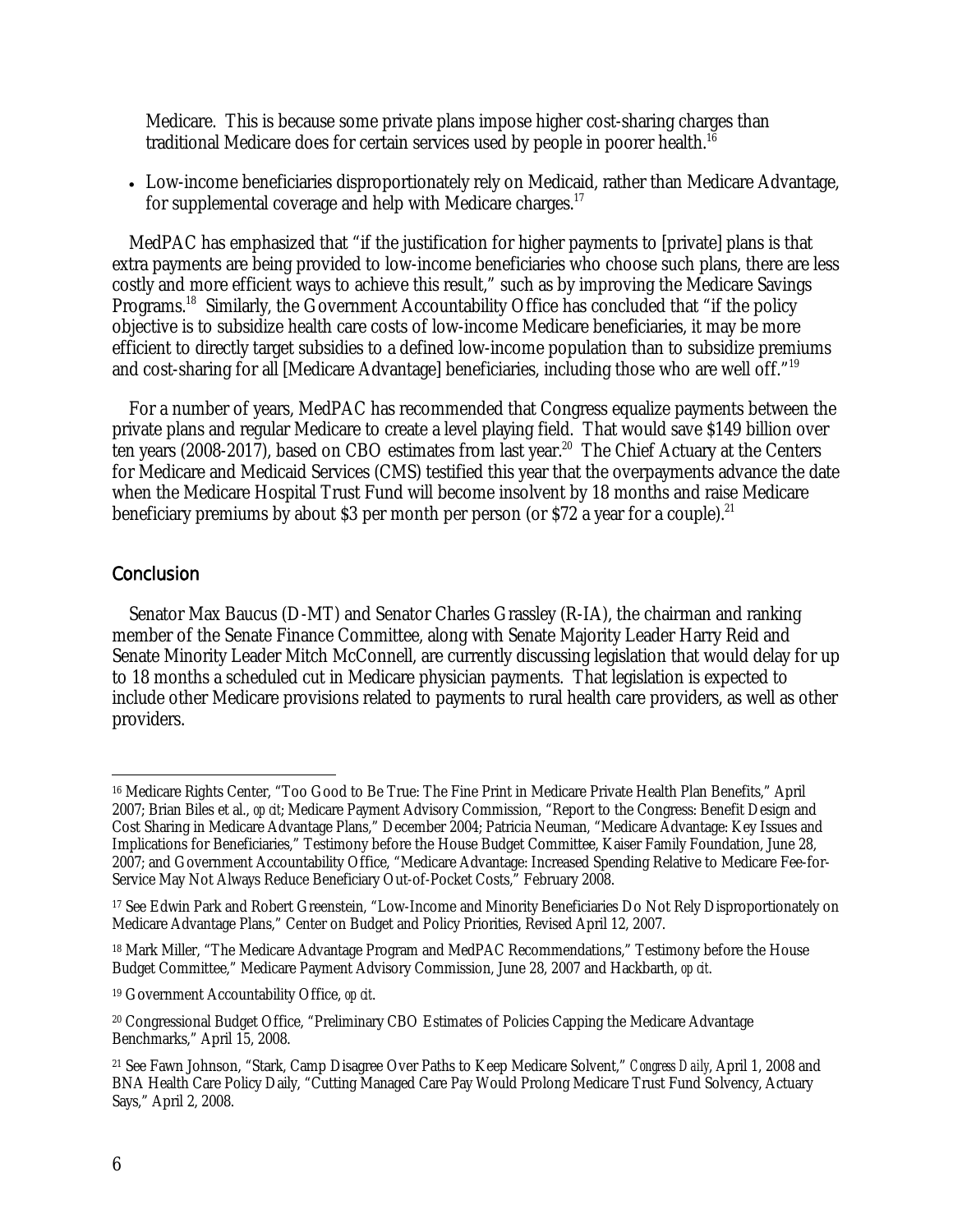Medicare. This is because some private plans impose higher cost-sharing charges than traditional Medicare does for certain services used by people in poorer health.[16]

- Low-income beneficiaries disproportionately rely on Medicaid, rather than Medicare Advantage, for supplemental coverage and help with Medicare charges.[17]

MedPAC has emphasized that "if the justification for higher payments to [private] plans is that extra payments are being provided to low-income beneficiaries who choose such plans, there are less costly and more efficient ways to achieve this result," such as by improving the Medicare Savings Programs.[18] Similarly, the Government Accountability Office has concluded that "if the policy objective is to subsidize health care costs of low-income Medicare beneficiaries, it may be more efficient to directly target subsidies to a defined low-income population than to subsidize premiums and cost-sharing for all [Medicare Advantage] beneficiaries, including those who are well off."[19]

For a number of years, MedPAC has recommended that Congress equalize payments between the private plans and regular Medicare to create a level playing field. That would save $149 billion over ten years (2008-2017), based on CBO estimates from last year.[20] The Chief Actuary at the Centers for Medicare and Medicaid Services (CMS) testified this year that the overpayments advance the date when the Medicare Hospital Trust Fund will become insolvent by 18 months and raise Medicare beneficiary premiums by about $3 per month per person (or $72 a year for a couple).[21]

## Conclusion

Senator Max Baucus (D-MT) and Senator Charles Grassley (R-IA), the chairman and ranking member of the Senate Finance Committee, along with Senate Majority Leader Harry Reid and Senate Minority Leader Mitch McConnell, are currently discussing legislation that would delay for up to 18 months a scheduled cut in Medicare physician payments. That legislation is expected to include other Medicare provisions related to payments to rural health care providers, as well as other providers.

---

[16] Medicare Rights Center, "Too Good to Be True: The Fine Print in Medicare Private Health Plan Benefits," April 2007; Brian Biles et al., *op cit*; Medicare Payment Advisory Commission, "Report to the Congress: Benefit Design and Cost Sharing in Medicare Advantage Plans," December 2004; Patricia Neuman, "Medicare Advantage: Key Issues and Implications for Beneficiaries," Testimony before the House Budget Committee, Kaiser Family Foundation, June 28, 2007; and Government Accountability Office, "Medicare Advantage: Increased Spending Relative to Medicare Fee-for-Service May Not Always Reduce Beneficiary Out-of-Pocket Costs," February 2008.

[17] See Edwin Park and Robert Greenstein, "Low-Income and Minority Beneficiaries Do Not Rely Disproportionately on Medicare Advantage Plans," Center on Budget and Policy Priorities, Revised April 12, 2007.

[18] Mark Miller, "The Medicare Advantage Program and MedPAC Recommendations," Testimony before the House Budget Committee," Medicare Payment Advisory Commission, June 28, 2007 and Hackbarth, *op cit*.

[19] Government Accountability Office, *op cit*.

[20] Congressional Budget Office, "Preliminary CBO Estimates of Policies Capping the Medicare Advantage Benchmarks," April 15, 2008.

[21] See Fawn Johnson, "Stark, Camp Disagree Over Paths to Keep Medicare Solvent," *Congress Daily*, April 1, 2008 and BNA Health Care Policy Daily, "Cutting Managed Care Pay Would Prolong Medicare Trust Fund Solvency, Actuary Says," April 2, 2008.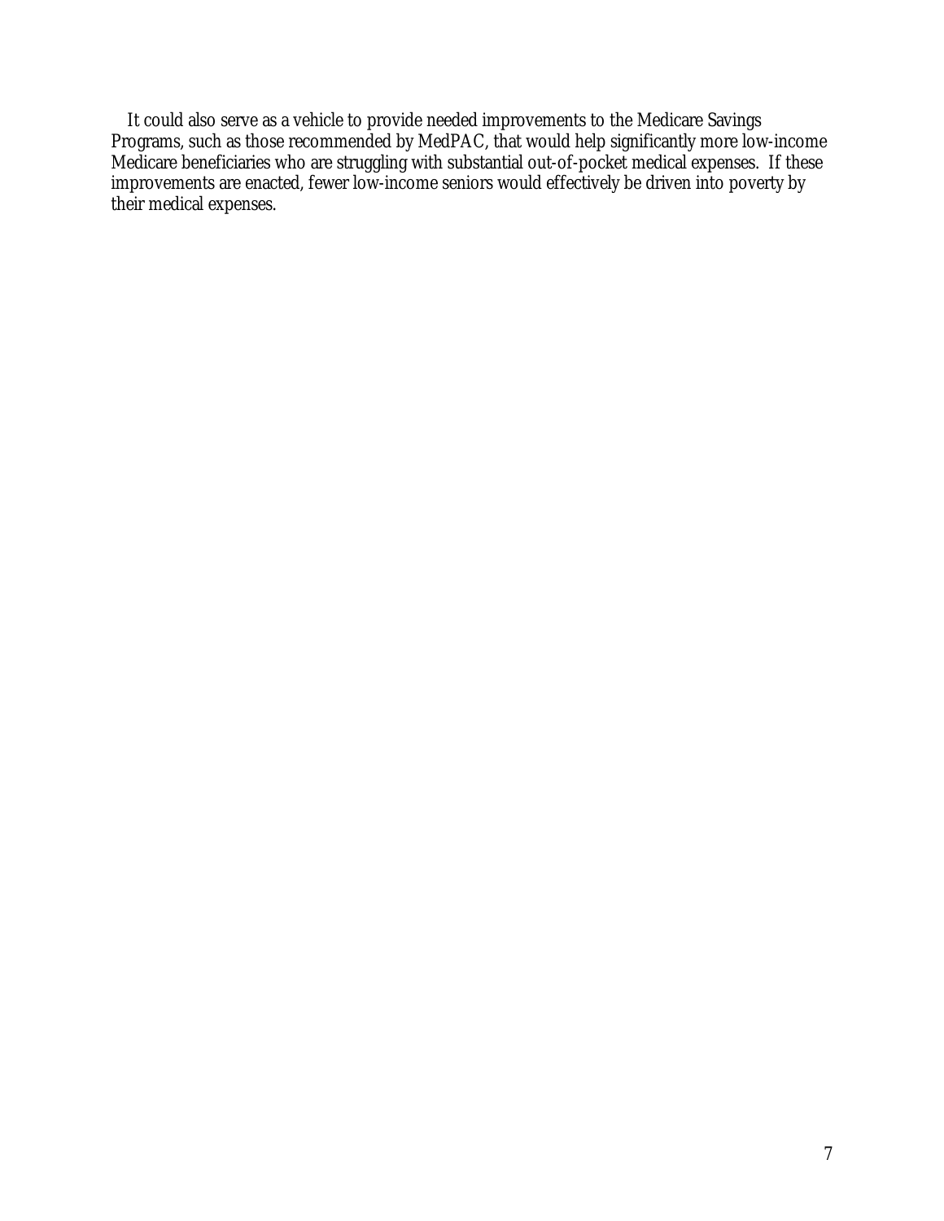It could also serve as a vehicle to provide needed improvements to the Medicare Savings Programs, such as those recommended by MedPAC, that would help significantly more low-income Medicare beneficiaries who are struggling with substantial out-of-pocket medical expenses. If these improvements are enacted, fewer low-income seniors would effectively be driven into poverty by their medical expenses.